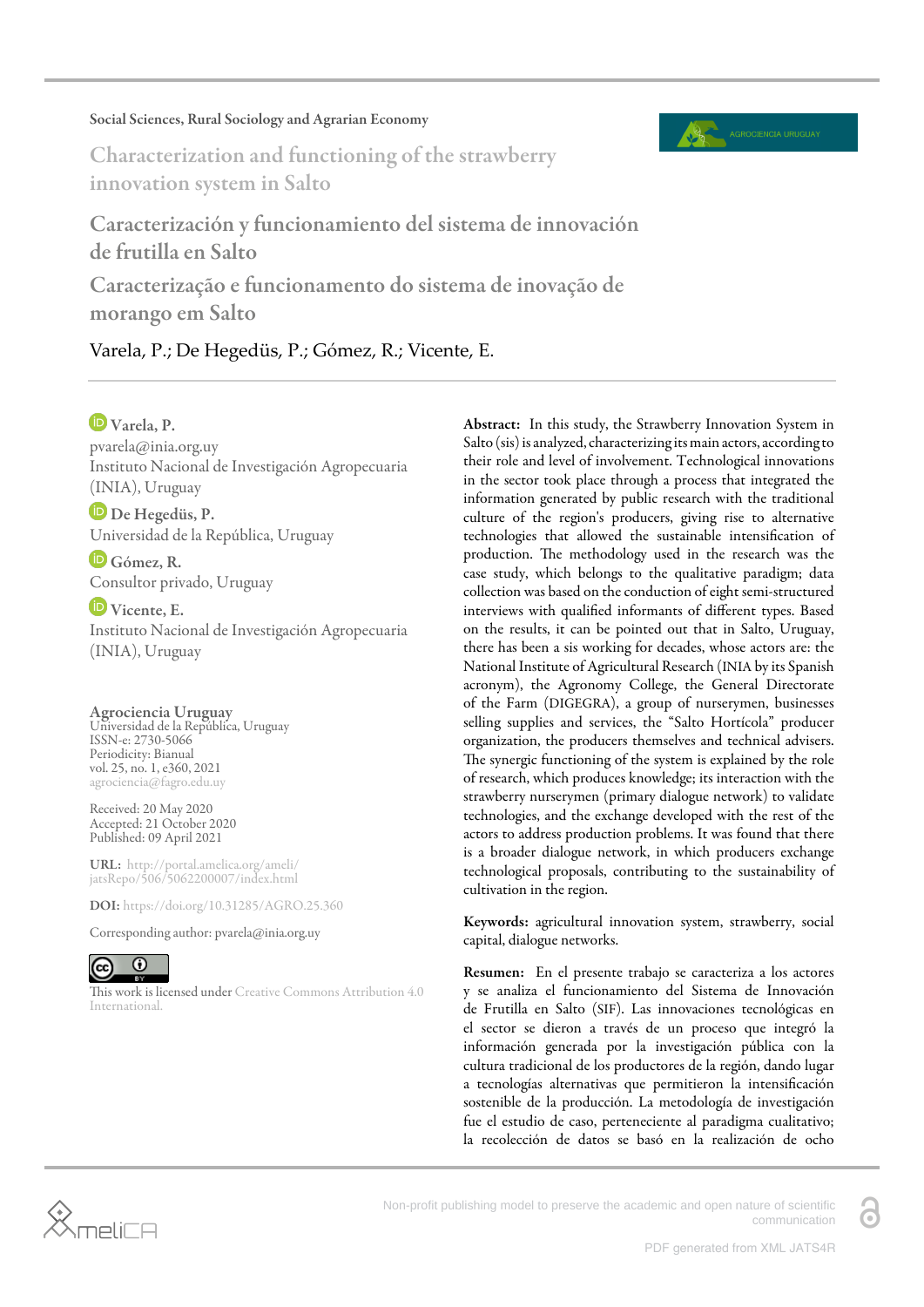Social Sciences, Rural Sociology and Agrarian Economy

# Characterization and functioning of the strawberry innovation system in Salto

# Caracterización y funcionamiento del sistema de innovación de frutilla en Salto

# Caracterização e funcionamento do sistema de inovação de morango em Salto

Varela, P.; De Hegedüs, P.; Gómez, R.; Vicente, E.

**Varela, P.**
pvarela@inia.org.uy
Instituto Nacional de Investigación Agropecuaria (INIA), Uruguay

**De Hegedüs, P.**
Universidad de la República, Uruguay

**Gómez, R.**
Consultor privado, Uruguay

**Vicente, E.**
Instituto Nacional de Investigación Agropecuaria (INIA), Uruguay

**Agrociencia Uruguay**
Universidad de la República, Uruguay
ISSN-e: 2730-5066
Periodicity: Bianual
vol. 25, no. 1, e360, 2021
agrociencia@fagro.edu.uy

Received: 20 May 2020
Accepted: 21 October 2020
Published: 09 April 2021

**URL:** http://portal.amelica.org/ameli/jatsRepo/506/5062200007/index.html

**DOI:** https://doi.org/10.31285/AGRO.25.360

Corresponding author: pvarela@inia.org.uy

This work is licensed under Creative Commons Attribution 4.0 International.

**Abstract:** In this study, the Strawberry Innovation System in Salto (sis) is analyzed, characterizing its main actors, according to their role and level of involvement. Technological innovations in the sector took place through a process that integrated the information generated by public research with the traditional culture of the region's producers, giving rise to alternative technologies that allowed the sustainable intensification of production. The methodology used in the research was the case study, which belongs to the qualitative paradigm; data collection was based on the conduction of eight semi-structured interviews with qualified informants of different types. Based on the results, it can be pointed out that in Salto, Uruguay, there has been a sis working for decades, whose actors are: the National Institute of Agricultural Research (INIA by its Spanish acronym), the Agronomy College, the General Directorate of the Farm (DIGEGRA), a group of nurserymen, businesses selling supplies and services, the "Salto Hortícola" producer organization, the producers themselves and technical advisers. The synergic functioning of the system is explained by the role of research, which produces knowledge; its interaction with the strawberry nurserymen (primary dialogue network) to validate technologies, and the exchange developed with the rest of the actors to address production problems. It was found that there is a broader dialogue network, in which producers exchange technological proposals, contributing to the sustainability of cultivation in the region.

**Keywords:** agricultural innovation system, strawberry, social capital, dialogue networks.

**Resumen:** En el presente trabajo se caracteriza a los actores y se analiza el funcionamiento del Sistema de Innovación de Frutilla en Salto (SIF). Las innovaciones tecnológicas en el sector se dieron a través de un proceso que integró la información generada por la investigación pública con la cultura tradicional de los productores de la región, dando lugar a tecnologías alternativas que permitieron la intensificación sostenible de la producción. La metodología de investigación fue el estudio de caso, perteneciente al paradigma cualitativo; la recolección de datos se basó en la realización de ocho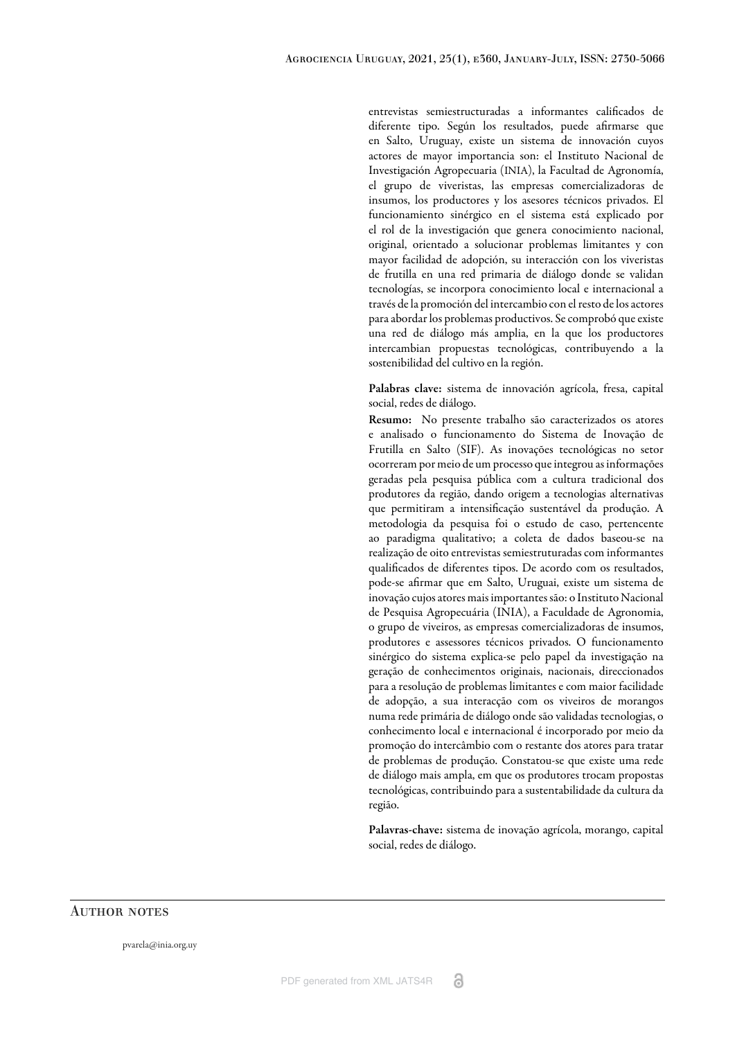entrevistas semiestructuradas a informantes calificados de diferente tipo. Según los resultados, puede afirmarse que en Salto, Uruguay, existe un sistema de innovación cuyos actores de mayor importancia son: el Instituto Nacional de Investigación Agropecuaria (INIA), la Facultad de Agronomía, el grupo de viveristas, las empresas comercializadoras de insumos, los productores y los asesores técnicos privados. El funcionamiento sinérgico en el sistema está explicado por el rol de la investigación que genera conocimiento nacional, original, orientado a solucionar problemas limitantes y con mayor facilidad de adopción, su interacción con los viveristas de frutilla en una red primaria de diálogo donde se validan tecnologías, se incorpora conocimiento local e internacional a través de la promoción del intercambio con el resto de los actores para abordar los problemas productivos. Se comprobó que existe una red de diálogo más amplia, en la que los productores intercambian propuestas tecnológicas, contribuyendo a la sostenibilidad del cultivo en la región.

**Palabras clave:** sistema de innovación agrícola, fresa, capital social, redes de diálogo.

**Resumo:** No presente trabalho são caracterizados os atores e analisado o funcionamento do Sistema de Inovação de Frutilla en Salto (SIF). As inovações tecnológicas no setor ocorreram por meio de um processo que integrou as informações geradas pela pesquisa pública com a cultura tradicional dos produtores da região, dando origem a tecnologias alternativas que permitiram a intensificação sustentável da produção. A metodologia da pesquisa foi o estudo de caso, pertencente ao paradigma qualitativo; a coleta de dados baseou-se na realização de oito entrevistas semiestruturadas com informantes qualificados de diferentes tipos. De acordo com os resultados, pode-se afirmar que em Salto, Uruguai, existe um sistema de inovação cujos atores mais importantes são: o Instituto Nacional de Pesquisa Agropecuária (INIA), a Faculdade de Agronomia, o grupo de viveiros, as empresas comercializadoras de insumos, produtores e assessores técnicos privados. O funcionamento sinérgico do sistema explica-se pelo papel da investigação na geração de conhecimentos originais, nacionais, direccionados para a resolução de problemas limitantes e com maior facilidade de adopção, a sua interacção com os viveiros de morangos numa rede primária de diálogo onde são validadas tecnologias, o conhecimento local e internacional é incorporado por meio da promoção do intercâmbio com o restante dos atores para tratar de problemas de produção. Constatou-se que existe uma rede de diálogo mais ampla, em que os produtores trocam propostas tecnológicas, contribuindo para a sustentabilidade da cultura da região.

**Palavras-chave:** sistema de inovação agrícola, morango, capital social, redes de diálogo.

## Author notes

pvarela@inia.org.uy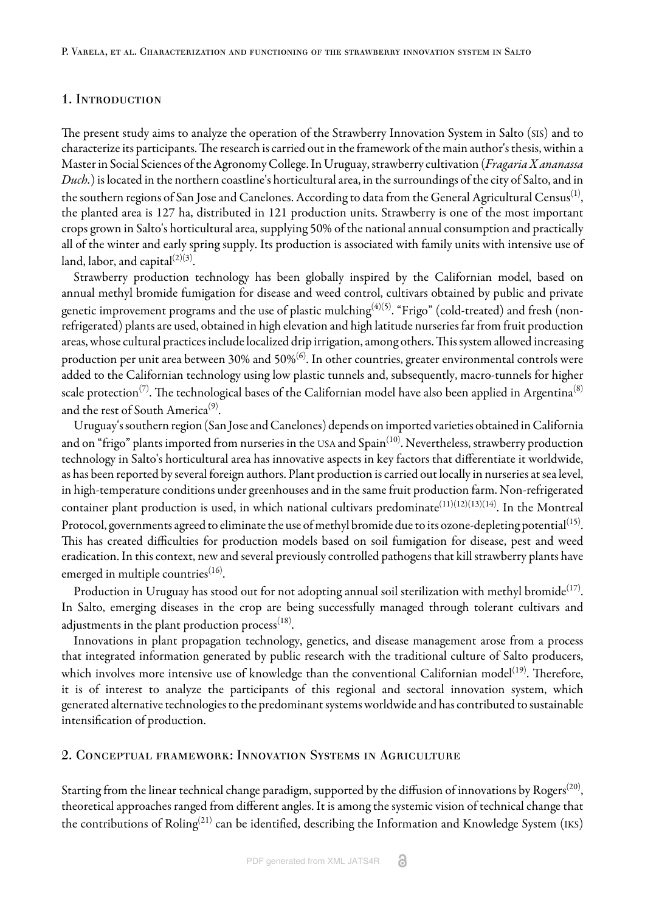## 1. Introduction

The present study aims to analyze the operation of the Strawberry Innovation System in Salto (SIS) and to characterize its participants. The research is carried out in the framework of the main author's thesis, within a Master in Social Sciences of the Agronomy College. In Uruguay, strawberry cultivation (*Fragaria X ananassa Duch.*) is located in the northern coastline's horticultural area, in the surroundings of the city of Salto, and in the southern regions of San Jose and Canelones. According to data from the General Agricultural Census[1], the planted area is 127 ha, distributed in 121 production units. Strawberry is one of the most important crops grown in Salto's horticultural area, supplying 50% of the national annual consumption and practically all of the winter and early spring supply. Its production is associated with family units with intensive use of land, labor, and capital[2][3].

Strawberry production technology has been globally inspired by the Californian model, based on annual methyl bromide fumigation for disease and weed control, cultivars obtained by public and private genetic improvement programs and the use of plastic mulching[4][5]. "Frigo" (cold-treated) and fresh (non-refrigerated) plants are used, obtained in high elevation and high latitude nurseries far from fruit production areas, whose cultural practices include localized drip irrigation, among others. This system allowed increasing production per unit area between 30% and 50%[6]. In other countries, greater environmental controls were added to the Californian technology using low plastic tunnels and, subsequently, macro-tunnels for higher scale protection[7]. The technological bases of the Californian model have also been applied in Argentina[8] and the rest of South America[9].

Uruguay's southern region (San Jose and Canelones) depends on imported varieties obtained in California and on "frigo" plants imported from nurseries in the USA and Spain[10]. Nevertheless, strawberry production technology in Salto's horticultural area has innovative aspects in key factors that differentiate it worldwide, as has been reported by several foreign authors. Plant production is carried out locally in nurseries at sea level, in high-temperature conditions under greenhouses and in the same fruit production farm. Non-refrigerated container plant production is used, in which national cultivars predominate[11][12][13][14]. In the Montreal Protocol, governments agreed to eliminate the use of methyl bromide due to its ozone-depleting potential[15]. This has created difficulties for production models based on soil fumigation for disease, pest and weed eradication. In this context, new and several previously controlled pathogens that kill strawberry plants have emerged in multiple countries[16].

Production in Uruguay has stood out for not adopting annual soil sterilization with methyl bromide[17]. In Salto, emerging diseases in the crop are being successfully managed through tolerant cultivars and adjustments in the plant production process[18].

Innovations in plant propagation technology, genetics, and disease management arose from a process that integrated information generated by public research with the traditional culture of Salto producers, which involves more intensive use of knowledge than the conventional Californian model[19]. Therefore, it is of interest to analyze the participants of this regional and sectoral innovation system, which generated alternative technologies to the predominant systems worldwide and has contributed to sustainable intensification of production.

## 2. Conceptual framework: Innovation Systems in Agriculture

Starting from the linear technical change paradigm, supported by the diffusion of innovations by Rogers[20], theoretical approaches ranged from different angles. It is among the systemic vision of technical change that the contributions of Roling[21] can be identified, describing the Information and Knowledge System (IKS)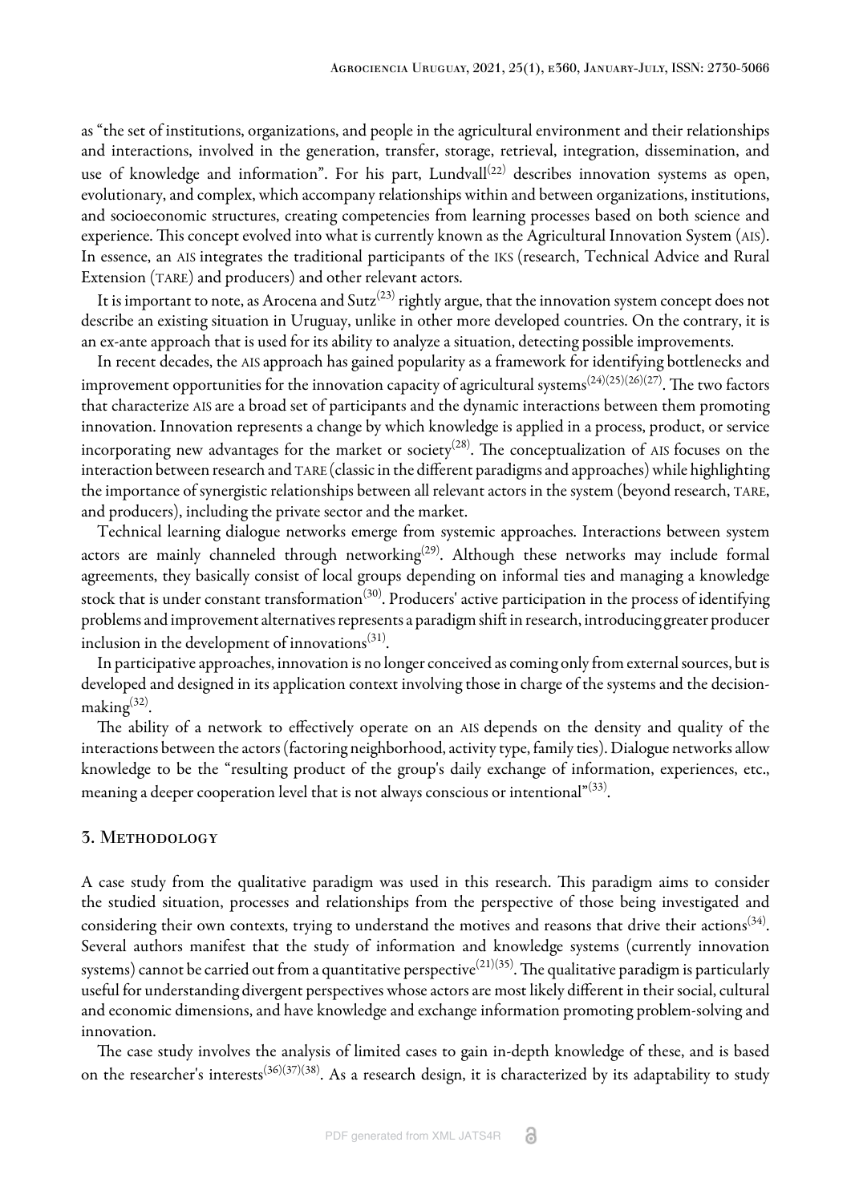as "the set of institutions, organizations, and people in the agricultural environment and their relationships and interactions, involved in the generation, transfer, storage, retrieval, integration, dissemination, and use of knowledge and information". For his part, Lundvall[22] describes innovation systems as open, evolutionary, and complex, which accompany relationships within and between organizations, institutions, and socioeconomic structures, creating competencies from learning processes based on both science and experience. This concept evolved into what is currently known as the Agricultural Innovation System (AIS). In essence, an AIS integrates the traditional participants of the IKS (research, Technical Advice and Rural Extension (TARE) and producers) and other relevant actors.

It is important to note, as Arocena and Sutz[23] rightly argue, that the innovation system concept does not describe an existing situation in Uruguay, unlike in other more developed countries. On the contrary, it is an ex-ante approach that is used for its ability to analyze a situation, detecting possible improvements.

In recent decades, the AIS approach has gained popularity as a framework for identifying bottlenecks and improvement opportunities for the innovation capacity of agricultural systems[24][25][26][27]. The two factors that characterize AIS are a broad set of participants and the dynamic interactions between them promoting innovation. Innovation represents a change by which knowledge is applied in a process, product, or service incorporating new advantages for the market or society[28]. The conceptualization of AIS focuses on the interaction between research and TARE (classic in the different paradigms and approaches) while highlighting the importance of synergistic relationships between all relevant actors in the system (beyond research, TARE, and producers), including the private sector and the market.

Technical learning dialogue networks emerge from systemic approaches. Interactions between system actors are mainly channeled through networking[29]. Although these networks may include formal agreements, they basically consist of local groups depending on informal ties and managing a knowledge stock that is under constant transformation[30]. Producers' active participation in the process of identifying problems and improvement alternatives represents a paradigm shift in research, introducing greater producer inclusion in the development of innovations[31].

In participative approaches, innovation is no longer conceived as coming only from external sources, but is developed and designed in its application context involving those in charge of the systems and the decision-making[32].

The ability of a network to effectively operate on an AIS depends on the density and quality of the interactions between the actors (factoring neighborhood, activity type, family ties). Dialogue networks allow knowledge to be the "resulting product of the group's daily exchange of information, experiences, etc., meaning a deeper cooperation level that is not always conscious or intentional"[33].

## 3. Methodology

A case study from the qualitative paradigm was used in this research. This paradigm aims to consider the studied situation, processes and relationships from the perspective of those being investigated and considering their own contexts, trying to understand the motives and reasons that drive their actions[34]. Several authors manifest that the study of information and knowledge systems (currently innovation systems) cannot be carried out from a quantitative perspective[21][35]. The qualitative paradigm is particularly useful for understanding divergent perspectives whose actors are most likely different in their social, cultural and economic dimensions, and have knowledge and exchange information promoting problem-solving and innovation.

The case study involves the analysis of limited cases to gain in-depth knowledge of these, and is based on the researcher's interests[36][37][38]. As a research design, it is characterized by its adaptability to study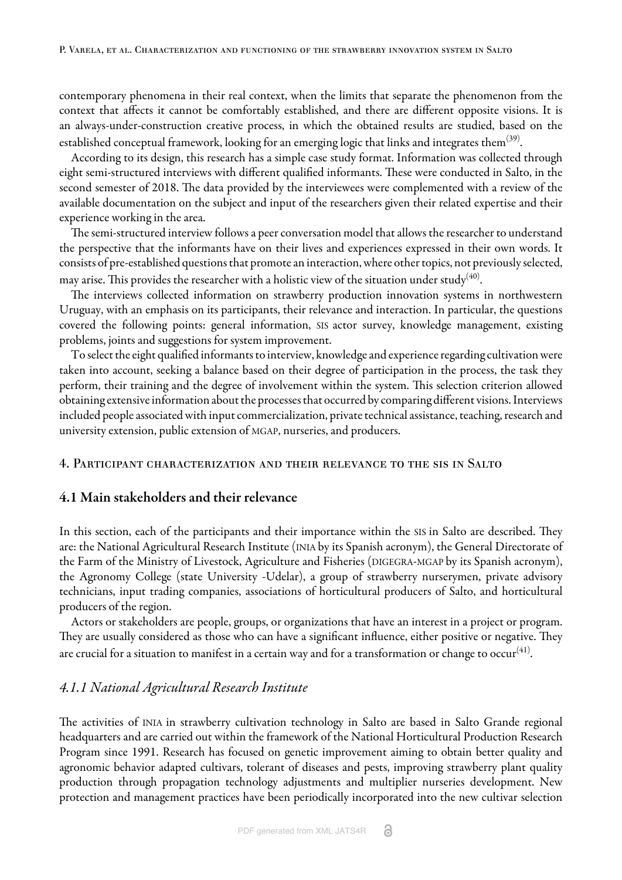contemporary phenomena in their real context, when the limits that separate the phenomenon from the context that affects it cannot be comfortably established, and there are different opposite visions. It is an always-under-construction creative process, in which the obtained results are studied, based on the established conceptual framework, looking for an emerging logic that links and integrates them[39].

According to its design, this research has a simple case study format. Information was collected through eight semi-structured interviews with different qualified informants. These were conducted in Salto, in the second semester of 2018. The data provided by the interviewees were complemented with a review of the available documentation on the subject and input of the researchers given their related expertise and their experience working in the area.

The semi-structured interview follows a peer conversation model that allows the researcher to understand the perspective that the informants have on their lives and experiences expressed in their own words. It consists of pre-established questions that promote an interaction, where other topics, not previously selected, may arise. This provides the researcher with a holistic view of the situation under study[40].

The interviews collected information on strawberry production innovation systems in northwestern Uruguay, with an emphasis on its participants, their relevance and interaction. In particular, the questions covered the following points: general information, SIS actor survey, knowledge management, existing problems, joints and suggestions for system improvement.

To select the eight qualified informants to interview, knowledge and experience regarding cultivation were taken into account, seeking a balance based on their degree of participation in the process, the task they perform, their training and the degree of involvement within the system. This selection criterion allowed obtaining extensive information about the processes that occurred by comparing different visions. Interviews included people associated with input commercialization, private technical assistance, teaching, research and university extension, public extension of MGAP, nurseries, and producers.

## 4. Participant characterization and their relevance to the SIS in Salto

### 4.1 Main stakeholders and their relevance

In this section, each of the participants and their importance within the SIS in Salto are described. They are: the National Agricultural Research Institute (INIA by its Spanish acronym), the General Directorate of the Farm of the Ministry of Livestock, Agriculture and Fisheries (DIGEGRA-MGAP by its Spanish acronym), the Agronomy College (state University -Udelar), a group of strawberry nurserymen, private advisory technicians, input trading companies, associations of horticultural producers of Salto, and horticultural producers of the region.

Actors or stakeholders are people, groups, or organizations that have an interest in a project or program. They are usually considered as those who can have a significant influence, either positive or negative. They are crucial for a situation to manifest in a certain way and for a transformation or change to occur[41].

#### *4.1.1 National Agricultural Research Institute*

The activities of INIA in strawberry cultivation technology in Salto are based in Salto Grande regional headquarters and are carried out within the framework of the National Horticultural Production Research Program since 1991. Research has focused on genetic improvement aiming to obtain better quality and agronomic behavior adapted cultivars, tolerant of diseases and pests, improving strawberry plant quality production through propagation technology adjustments and multiplier nurseries development. New protection and management practices have been periodically incorporated into the new cultivar selection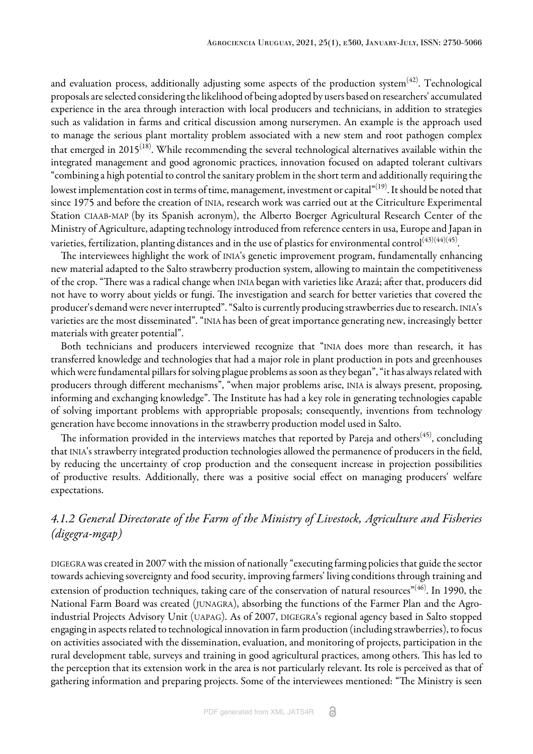and evaluation process, additionally adjusting some aspects of the production system[42]. Technological proposals are selected considering the likelihood of being adopted by users based on researchers' accumulated experience in the area through interaction with local producers and technicians, in addition to strategies such as validation in farms and critical discussion among nurserymen. An example is the approach used to manage the serious plant mortality problem associated with a new stem and root pathogen complex that emerged in 2015[18]. While recommending the several technological alternatives available within the integrated management and good agronomic practices, innovation focused on adapted tolerant cultivars "combining a high potential to control the sanitary problem in the short term and additionally requiring the lowest implementation cost in terms of time, management, investment or capital"[19]. It should be noted that since 1975 and before the creation of INIA, research work was carried out at the Citriculture Experimental Station CIAAB-MAP (by its Spanish acronym), the Alberto Boerger Agricultural Research Center of the Ministry of Agriculture, adapting technology introduced from reference centers in USA, Europe and Japan in varieties, fertilization, planting distances and in the use of plastics for environmental control[43][44][45].

The interviewees highlight the work of INIA's genetic improvement program, fundamentally enhancing new material adapted to the Salto strawberry production system, allowing to maintain the competitiveness of the crop. "There was a radical change when INIA began with varieties like Arazá; after that, producers did not have to worry about yields or fungi. The investigation and search for better varieties that covered the producer's demand were never interrupted". "Salto is currently producing strawberries due to research. INIA's varieties are the most disseminated". "INIA has been of great importance generating new, increasingly better materials with greater potential".

Both technicians and producers interviewed recognize that "INIA does more than research, it has transferred knowledge and technologies that had a major role in plant production in pots and greenhouses which were fundamental pillars for solving plague problems as soon as they began", "it has always related with producers through different mechanisms", "when major problems arise, INIA is always present, proposing, informing and exchanging knowledge". The Institute has had a key role in generating technologies capable of solving important problems with appropriable proposals; consequently, inventions from technology generation have become innovations in the strawberry production model used in Salto.

The information provided in the interviews matches that reported by Pareja and others[45], concluding that INIA's strawberry integrated production technologies allowed the permanence of producers in the field, by reducing the uncertainty of crop production and the consequent increase in projection possibilities of productive results. Additionally, there was a positive social effect on managing producers' welfare expectations.

#### *4.1.2 General Directorate of the Farm of the Ministry of Livestock, Agriculture and Fisheries (digegra-mgap)*

DIGEGRA was created in 2007 with the mission of nationally "executing farming policies that guide the sector towards achieving sovereignty and food security, improving farmers' living conditions through training and extension of production techniques, taking care of the conservation of natural resources"[46]. In 1990, the National Farm Board was created (JUNAGRA), absorbing the functions of the Farmer Plan and the Agro-industrial Projects Advisory Unit (UAPAG). As of 2007, DIGEGRA's regional agency based in Salto stopped engaging in aspects related to technological innovation in farm production (including strawberries), to focus on activities associated with the dissemination, evaluation, and monitoring of projects, participation in the rural development table, surveys and training in good agricultural practices, among others. This has led to the perception that its extension work in the area is not particularly relevant. Its role is perceived as that of gathering information and preparing projects. Some of the interviewees mentioned: "The Ministry is seen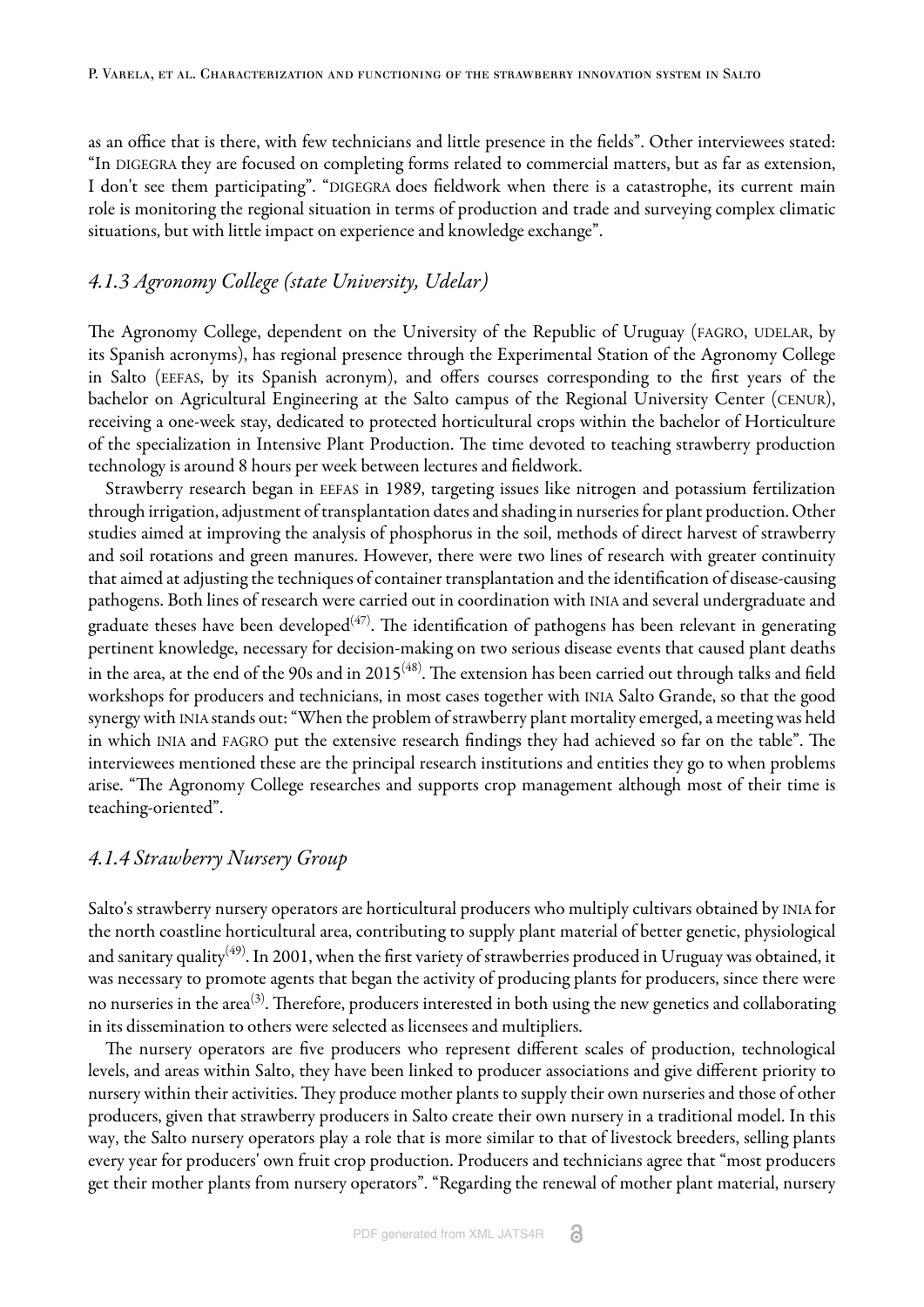as an office that is there, with few technicians and little presence in the fields". Other interviewees stated: "In DIGEGRA they are focused on completing forms related to commercial matters, but as far as extension, I don't see them participating". "DIGEGRA does fieldwork when there is a catastrophe, its current main role is monitoring the regional situation in terms of production and trade and surveying complex climatic situations, but with little impact on experience and knowledge exchange".

### *4.1.3 Agronomy College (state University, Udelar)*

The Agronomy College, dependent on the University of the Republic of Uruguay (FAGRO, UDELAR, by its Spanish acronyms), has regional presence through the Experimental Station of the Agronomy College in Salto (EEFAS, by its Spanish acronym), and offers courses corresponding to the first years of the bachelor on Agricultural Engineering at the Salto campus of the Regional University Center (CENUR), receiving a one-week stay, dedicated to protected horticultural crops within the bachelor of Horticulture of the specialization in Intensive Plant Production. The time devoted to teaching strawberry production technology is around 8 hours per week between lectures and fieldwork.

Strawberry research began in EEFAS in 1989, targeting issues like nitrogen and potassium fertilization through irrigation, adjustment of transplantation dates and shading in nurseries for plant production. Other studies aimed at improving the analysis of phosphorus in the soil, methods of direct harvest of strawberry and soil rotations and green manures. However, there were two lines of research with greater continuity that aimed at adjusting the techniques of container transplantation and the identification of disease-causing pathogens. Both lines of research were carried out in coordination with INIA and several undergraduate and graduate theses have been developed[47]. The identification of pathogens has been relevant in generating pertinent knowledge, necessary for decision-making on two serious disease events that caused plant deaths in the area, at the end of the 90s and in 2015[48]. The extension has been carried out through talks and field workshops for producers and technicians, in most cases together with INIA Salto Grande, so that the good synergy with INIA stands out: "When the problem of strawberry plant mortality emerged, a meeting was held in which INIA and FAGRO put the extensive research findings they had achieved so far on the table". The interviewees mentioned these are the principal research institutions and entities they go to when problems arise. "The Agronomy College researches and supports crop management although most of their time is teaching-oriented".

### *4.1.4 Strawberry Nursery Group*

Salto's strawberry nursery operators are horticultural producers who multiply cultivars obtained by INIA for the north coastline horticultural area, contributing to supply plant material of better genetic, physiological and sanitary quality[49]. In 2001, when the first variety of strawberries produced in Uruguay was obtained, it was necessary to promote agents that began the activity of producing plants for producers, since there were no nurseries in the area[3]. Therefore, producers interested in both using the new genetics and collaborating in its dissemination to others were selected as licensees and multipliers.

The nursery operators are five producers who represent different scales of production, technological levels, and areas within Salto, they have been linked to producer associations and give different priority to nursery within their activities. They produce mother plants to supply their own nurseries and those of other producers, given that strawberry producers in Salto create their own nursery in a traditional model. In this way, the Salto nursery operators play a role that is more similar to that of livestock breeders, selling plants every year for producers' own fruit crop production. Producers and technicians agree that "most producers get their mother plants from nursery operators". "Regarding the renewal of mother plant material, nursery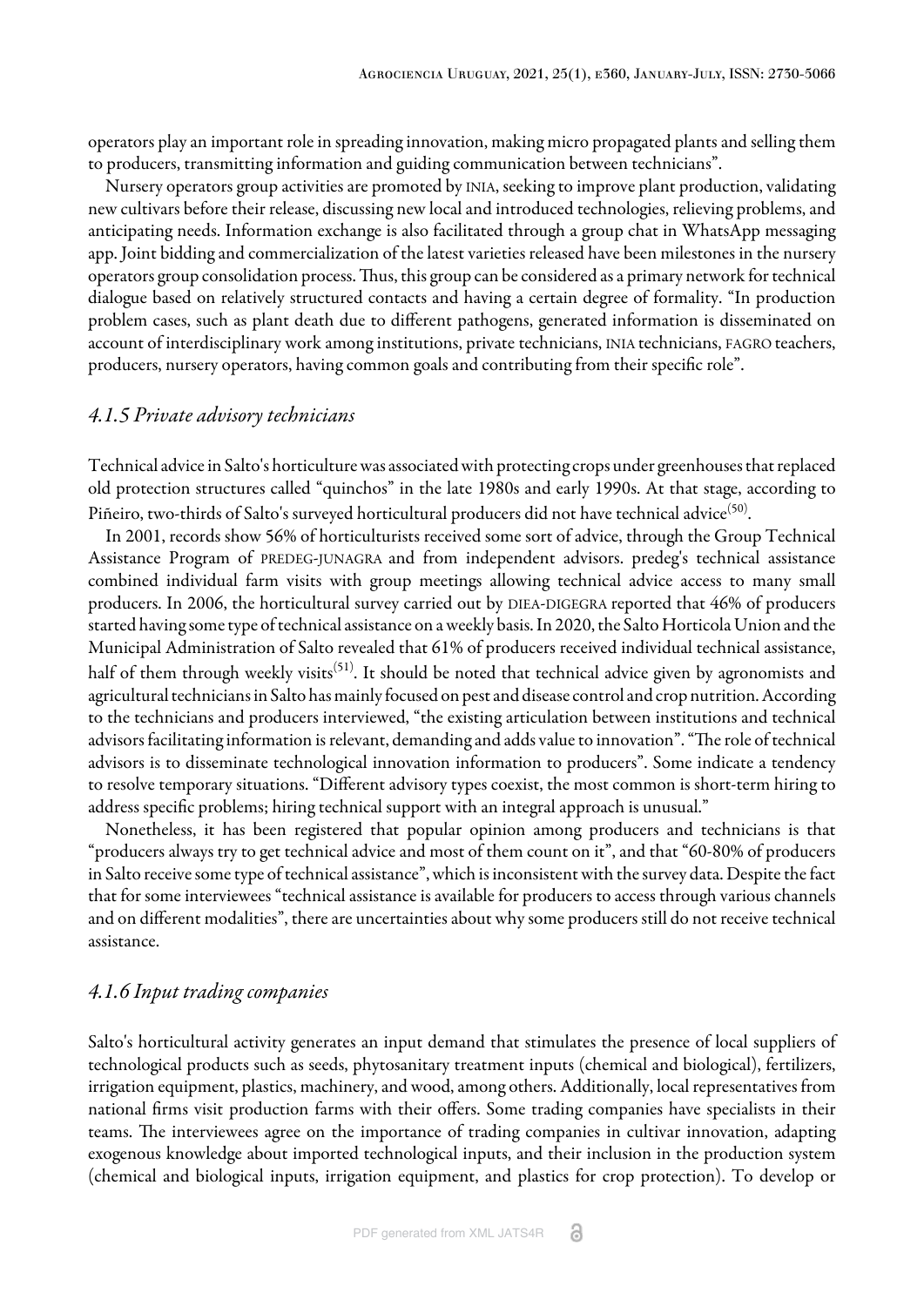operators play an important role in spreading innovation, making micro propagated plants and selling them to producers, transmitting information and guiding communication between technicians".

Nursery operators group activities are promoted by INIA, seeking to improve plant production, validating new cultivars before their release, discussing new local and introduced technologies, relieving problems, and anticipating needs. Information exchange is also facilitated through a group chat in WhatsApp messaging app. Joint bidding and commercialization of the latest varieties released have been milestones in the nursery operators group consolidation process. Thus, this group can be considered as a primary network for technical dialogue based on relatively structured contacts and having a certain degree of formality. "In production problem cases, such as plant death due to different pathogens, generated information is disseminated on account of interdisciplinary work among institutions, private technicians, INIA technicians, FAGRO teachers, producers, nursery operators, having common goals and contributing from their specific role".

### *4.1.5 Private advisory technicians*

Technical advice in Salto's horticulture was associated with protecting crops under greenhouses that replaced old protection structures called "quinchos" in the late 1980s and early 1990s. At that stage, according to Piñeiro, two-thirds of Salto's surveyed horticultural producers did not have technical advice[50].

In 2001, records show 56% of horticulturists received some sort of advice, through the Group Technical Assistance Program of PREDEG-JUNAGRA and from independent advisors. predeg's technical assistance combined individual farm visits with group meetings allowing technical advice access to many small producers. In 2006, the horticultural survey carried out by DIEA-DIGEGRA reported that 46% of producers started having some type of technical assistance on a weekly basis. In 2020, the Salto Horticola Union and the Municipal Administration of Salto revealed that 61% of producers received individual technical assistance, half of them through weekly visits[51]. It should be noted that technical advice given by agronomists and agricultural technicians in Salto has mainly focused on pest and disease control and crop nutrition. According to the technicians and producers interviewed, "the existing articulation between institutions and technical advisors facilitating information is relevant, demanding and adds value to innovation". "The role of technical advisors is to disseminate technological innovation information to producers". Some indicate a tendency to resolve temporary situations. "Different advisory types coexist, the most common is short-term hiring to address specific problems; hiring technical support with an integral approach is unusual."

Nonetheless, it has been registered that popular opinion among producers and technicians is that "producers always try to get technical advice and most of them count on it", and that "60-80% of producers in Salto receive some type of technical assistance", which is inconsistent with the survey data. Despite the fact that for some interviewees "technical assistance is available for producers to access through various channels and on different modalities", there are uncertainties about why some producers still do not receive technical assistance.

### *4.1.6 Input trading companies*

Salto's horticultural activity generates an input demand that stimulates the presence of local suppliers of technological products such as seeds, phytosanitary treatment inputs (chemical and biological), fertilizers, irrigation equipment, plastics, machinery, and wood, among others. Additionally, local representatives from national firms visit production farms with their offers. Some trading companies have specialists in their teams. The interviewees agree on the importance of trading companies in cultivar innovation, adapting exogenous knowledge about imported technological inputs, and their inclusion in the production system (chemical and biological inputs, irrigation equipment, and plastics for crop protection). To develop or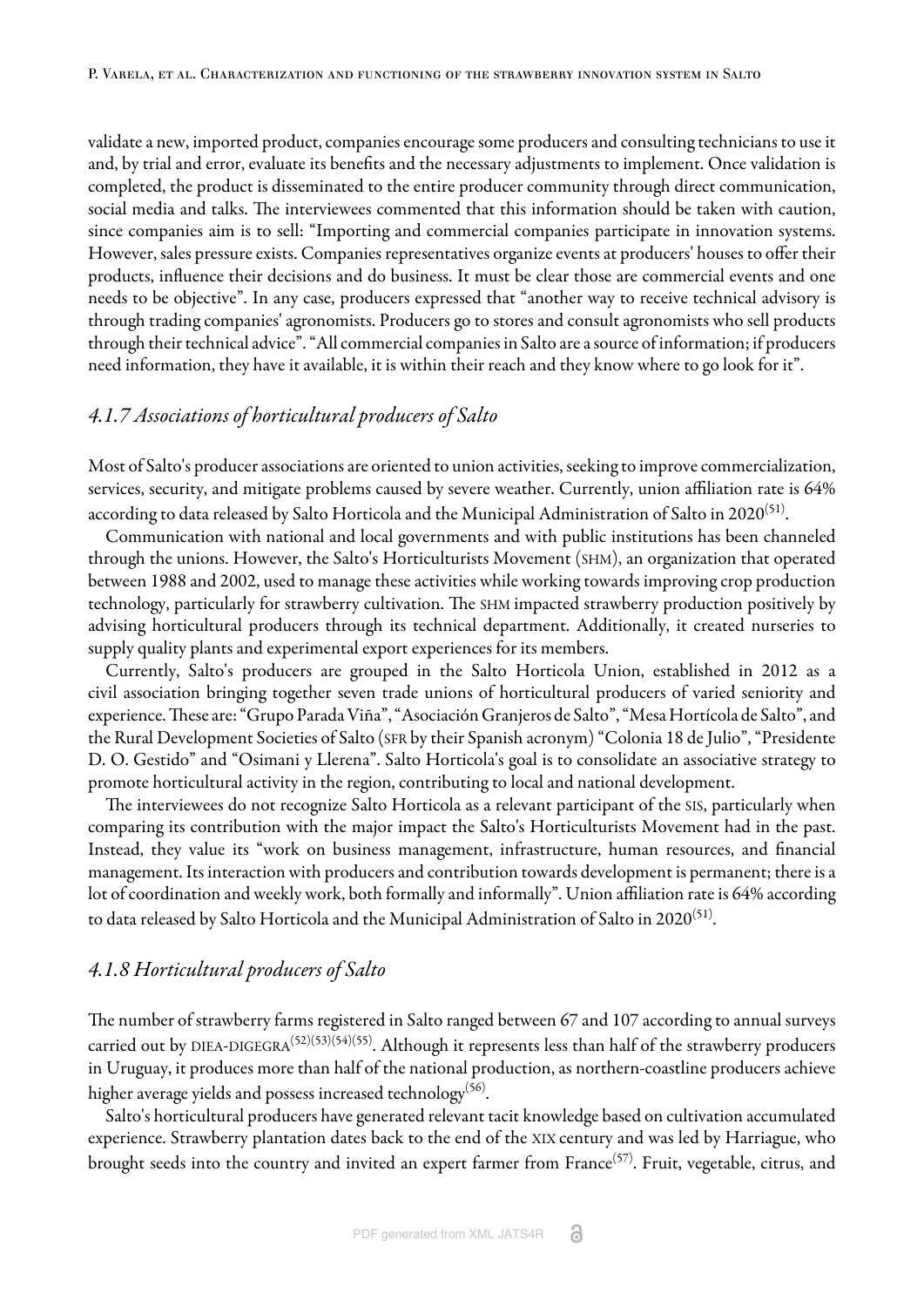validate a new, imported product, companies encourage some producers and consulting technicians to use it and, by trial and error, evaluate its benefits and the necessary adjustments to implement. Once validation is completed, the product is disseminated to the entire producer community through direct communication, social media and talks. The interviewees commented that this information should be taken with caution, since companies aim is to sell: "Importing and commercial companies participate in innovation systems. However, sales pressure exists. Companies representatives organize events at producers' houses to offer their products, influence their decisions and do business. It must be clear those are commercial events and one needs to be objective". In any case, producers expressed that "another way to receive technical advisory is through trading companies' agronomists. Producers go to stores and consult agronomists who sell products through their technical advice". "All commercial companies in Salto are a source of information; if producers need information, they have it available, it is within their reach and they know where to go look for it".

### *4.1.7 Associations of horticultural producers of Salto*

Most of Salto's producer associations are oriented to union activities, seeking to improve commercialization, services, security, and mitigate problems caused by severe weather. Currently, union affiliation rate is 64% according to data released by Salto Horticola and the Municipal Administration of Salto in 2020[51].

Communication with national and local governments and with public institutions has been channeled through the unions. However, the Salto's Horticulturists Movement (SHM), an organization that operated between 1988 and 2002, used to manage these activities while working towards improving crop production technology, particularly for strawberry cultivation. The SHM impacted strawberry production positively by advising horticultural producers through its technical department. Additionally, it created nurseries to supply quality plants and experimental export experiences for its members.

Currently, Salto's producers are grouped in the Salto Horticola Union, established in 2012 as a civil association bringing together seven trade unions of horticultural producers of varied seniority and experience. These are: "Grupo Parada Viña", "Asociación Granjeros de Salto", "Mesa Hortícola de Salto", and the Rural Development Societies of Salto (SFR by their Spanish acronym) "Colonia 18 de Julio", "Presidente D. O. Gestido" and "Osimani y Llerena". Salto Horticola's goal is to consolidate an associative strategy to promote horticultural activity in the region, contributing to local and national development.

The interviewees do not recognize Salto Horticola as a relevant participant of the SIS, particularly when comparing its contribution with the major impact the Salto's Horticulturists Movement had in the past. Instead, they value its "work on business management, infrastructure, human resources, and financial management. Its interaction with producers and contribution towards development is permanent; there is a lot of coordination and weekly work, both formally and informally". Union affiliation rate is 64% according to data released by Salto Horticola and the Municipal Administration of Salto in 2020[51].

### *4.1.8 Horticultural producers of Salto*

The number of strawberry farms registered in Salto ranged between 67 and 107 according to annual surveys carried out by DIEA-DIGEGRA[52][53][54][55]. Although it represents less than half of the strawberry producers in Uruguay, it produces more than half of the national production, as northern-coastline producers achieve higher average yields and possess increased technology[56].

Salto's horticultural producers have generated relevant tacit knowledge based on cultivation accumulated experience. Strawberry plantation dates back to the end of the XIX century and was led by Harriague, who brought seeds into the country and invited an expert farmer from France[57]. Fruit, vegetable, citrus, and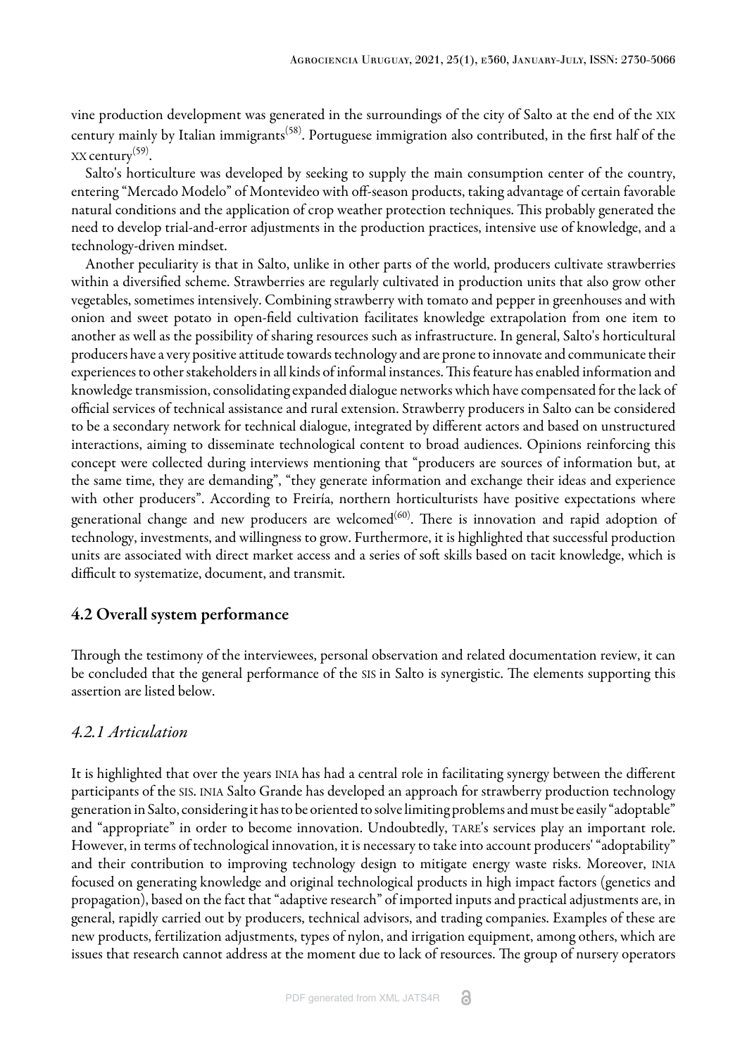vine production development was generated in the surroundings of the city of Salto at the end of the XIX century mainly by Italian immigrants[58]. Portuguese immigration also contributed, in the first half of the XX century[59].

Salto's horticulture was developed by seeking to supply the main consumption center of the country, entering "Mercado Modelo" of Montevideo with off-season products, taking advantage of certain favorable natural conditions and the application of crop weather protection techniques. This probably generated the need to develop trial-and-error adjustments in the production practices, intensive use of knowledge, and a technology-driven mindset.

Another peculiarity is that in Salto, unlike in other parts of the world, producers cultivate strawberries within a diversified scheme. Strawberries are regularly cultivated in production units that also grow other vegetables, sometimes intensively. Combining strawberry with tomato and pepper in greenhouses and with onion and sweet potato in open-field cultivation facilitates knowledge extrapolation from one item to another as well as the possibility of sharing resources such as infrastructure. In general, Salto's horticultural producers have a very positive attitude towards technology and are prone to innovate and communicate their experiences to other stakeholders in all kinds of informal instances. This feature has enabled information and knowledge transmission, consolidating expanded dialogue networks which have compensated for the lack of official services of technical assistance and rural extension. Strawberry producers in Salto can be considered to be a secondary network for technical dialogue, integrated by different actors and based on unstructured interactions, aiming to disseminate technological content to broad audiences. Opinions reinforcing this concept were collected during interviews mentioning that "producers are sources of information but, at the same time, they are demanding", "they generate information and exchange their ideas and experience with other producers". According to Freiría, northern horticulturists have positive expectations where generational change and new producers are welcomed[60]. There is innovation and rapid adoption of technology, investments, and willingness to grow. Furthermore, it is highlighted that successful production units are associated with direct market access and a series of soft skills based on tacit knowledge, which is difficult to systematize, document, and transmit.

## 4.2 Overall system performance

Through the testimony of the interviewees, personal observation and related documentation review, it can be concluded that the general performance of the SIS in Salto is synergistic. The elements supporting this assertion are listed below.

### *4.2.1 Articulation*

It is highlighted that over the years INIA has had a central role in facilitating synergy between the different participants of the SIS. INIA Salto Grande has developed an approach for strawberry production technology generation in Salto, considering it has to be oriented to solve limiting problems and must be easily "adoptable" and "appropriate" in order to become innovation. Undoubtedly, TARE's services play an important role. However, in terms of technological innovation, it is necessary to take into account producers' "adoptability" and their contribution to improving technology design to mitigate energy waste risks. Moreover, INIA focused on generating knowledge and original technological products in high impact factors (genetics and propagation), based on the fact that "adaptive research" of imported inputs and practical adjustments are, in general, rapidly carried out by producers, technical advisors, and trading companies. Examples of these are new products, fertilization adjustments, types of nylon, and irrigation equipment, among others, which are issues that research cannot address at the moment due to lack of resources. The group of nursery operators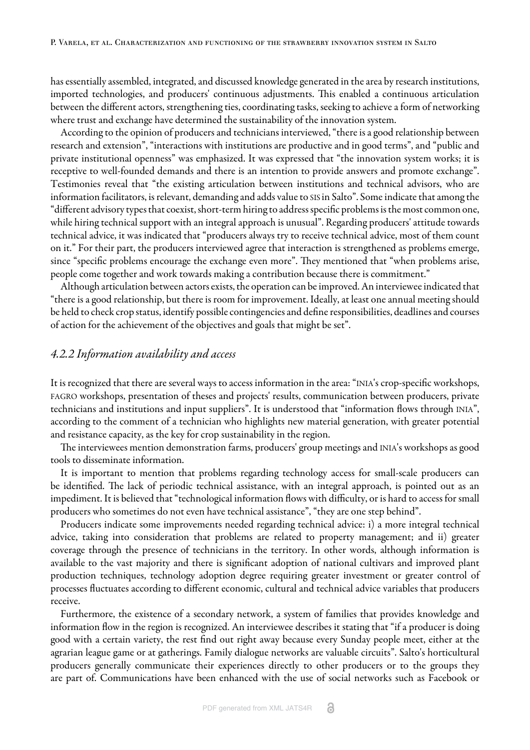has essentially assembled, integrated, and discussed knowledge generated in the area by research institutions, imported technologies, and producers' continuous adjustments. This enabled a continuous articulation between the different actors, strengthening ties, coordinating tasks, seeking to achieve a form of networking where trust and exchange have determined the sustainability of the innovation system.

According to the opinion of producers and technicians interviewed, "there is a good relationship between research and extension", "interactions with institutions are productive and in good terms", and "public and private institutional openness" was emphasized. It was expressed that "the innovation system works; it is receptive to well-founded demands and there is an intention to provide answers and promote exchange". Testimonies reveal that "the existing articulation between institutions and technical advisors, who are information facilitators, is relevant, demanding and adds value to SIS in Salto". Some indicate that among the "different advisory types that coexist, short-term hiring to address specific problems is the most common one, while hiring technical support with an integral approach is unusual". Regarding producers' attitude towards technical advice, it was indicated that "producers always try to receive technical advice, most of them count on it." For their part, the producers interviewed agree that interaction is strengthened as problems emerge, since "specific problems encourage the exchange even more". They mentioned that "when problems arise, people come together and work towards making a contribution because there is commitment."

Although articulation between actors exists, the operation can be improved. An interviewee indicated that "there is a good relationship, but there is room for improvement. Ideally, at least one annual meeting should be held to check crop status, identify possible contingencies and define responsibilities, deadlines and courses of action for the achievement of the objectives and goals that might be set".

### *4.2.2 Information availability and access*

It is recognized that there are several ways to access information in the area: "INIA's crop-specific workshops, FAGRO workshops, presentation of theses and projects' results, communication between producers, private technicians and institutions and input suppliers". It is understood that "information flows through INIA", according to the comment of a technician who highlights new material generation, with greater potential and resistance capacity, as the key for crop sustainability in the region.

The interviewees mention demonstration farms, producers' group meetings and INIA's workshops as good tools to disseminate information.

It is important to mention that problems regarding technology access for small-scale producers can be identified. The lack of periodic technical assistance, with an integral approach, is pointed out as an impediment. It is believed that "technological information flows with difficulty, or is hard to access for small producers who sometimes do not even have technical assistance", "they are one step behind".

Producers indicate some improvements needed regarding technical advice: i) a more integral technical advice, taking into consideration that problems are related to property management; and ii) greater coverage through the presence of technicians in the territory. In other words, although information is available to the vast majority and there is significant adoption of national cultivars and improved plant production techniques, technology adoption degree requiring greater investment or greater control of processes fluctuates according to different economic, cultural and technical advice variables that producers receive.

Furthermore, the existence of a secondary network, a system of families that provides knowledge and information flow in the region is recognized. An interviewee describes it stating that "if a producer is doing good with a certain variety, the rest find out right away because every Sunday people meet, either at the agrarian league game or at gatherings. Family dialogue networks are valuable circuits". Salto's horticultural producers generally communicate their experiences directly to other producers or to the groups they are part of. Communications have been enhanced with the use of social networks such as Facebook or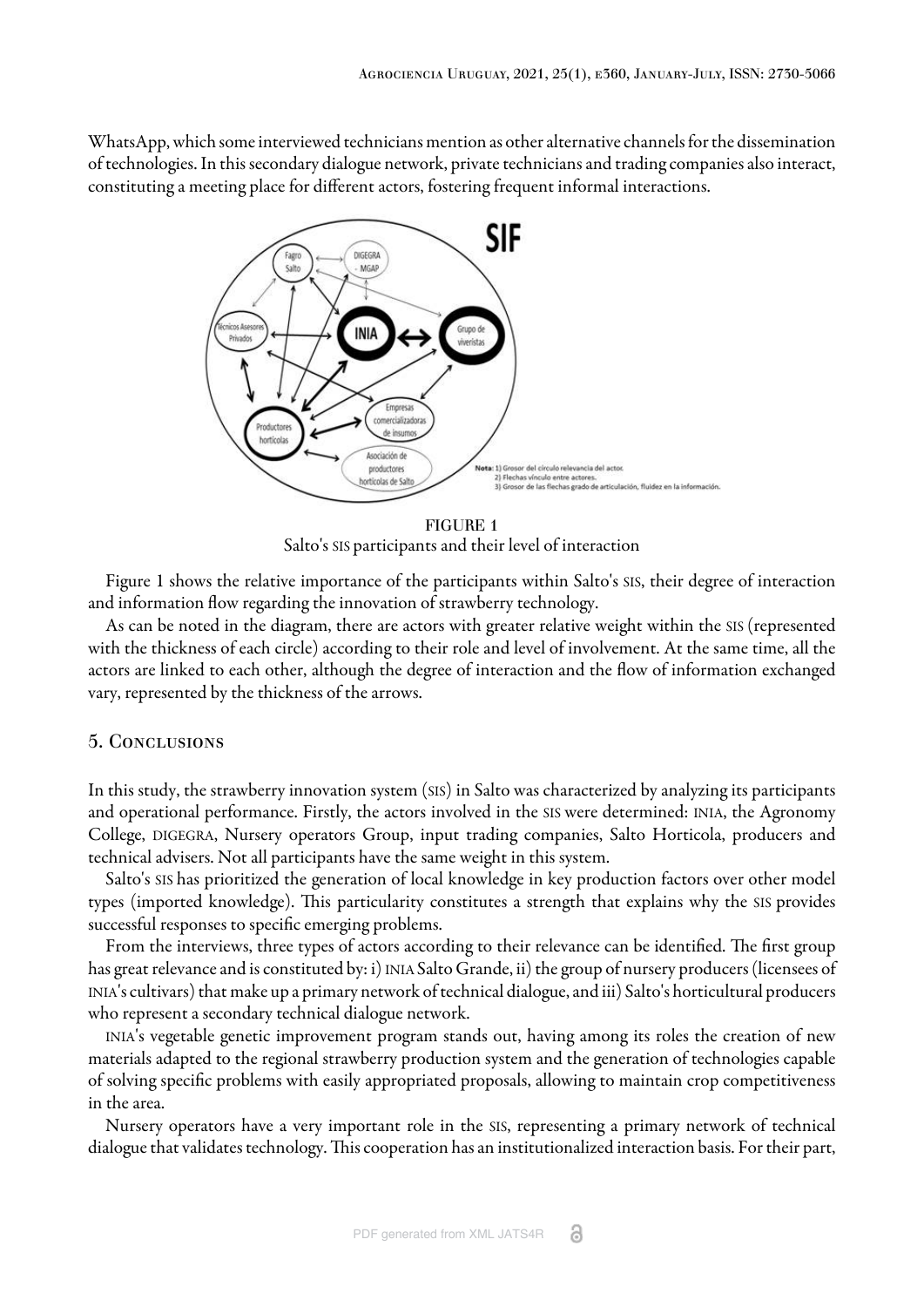WhatsApp, which some interviewed technicians mention as other alternative channels for the dissemination of technologies. In this secondary dialogue network, private technicians and trading companies also interact, constituting a meeting place for different actors, fostering frequent informal interactions.

FIGURE 1
Salto's SIS participants and their level of interaction

Figure 1 shows the relative importance of the participants within Salto's SIS, their degree of interaction and information flow regarding the innovation of strawberry technology.

As can be noted in the diagram, there are actors with greater relative weight within the SIS (represented with the thickness of each circle) according to their role and level of involvement. At the same time, all the actors are linked to each other, although the degree of interaction and the flow of information exchanged vary, represented by the thickness of the arrows.

## 5. Conclusions

In this study, the strawberry innovation system (SIS) in Salto was characterized by analyzing its participants and operational performance. Firstly, the actors involved in the SIS were determined: INIA, the Agronomy College, DIGEGRA, Nursery operators Group, input trading companies, Salto Horticola, producers and technical advisers. Not all participants have the same weight in this system.

Salto's SIS has prioritized the generation of local knowledge in key production factors over other model types (imported knowledge). This particularity constitutes a strength that explains why the SIS provides successful responses to specific emerging problems.

From the interviews, three types of actors according to their relevance can be identified. The first group has great relevance and is constituted by: i) INIA Salto Grande, ii) the group of nursery producers (licensees of INIA's cultivars) that make up a primary network of technical dialogue, and iii) Salto's horticultural producers who represent a secondary technical dialogue network.

INIA's vegetable genetic improvement program stands out, having among its roles the creation of new materials adapted to the regional strawberry production system and the generation of technologies capable of solving specific problems with easily appropriated proposals, allowing to maintain crop competitiveness in the area.

Nursery operators have a very important role in the SIS, representing a primary network of technical dialogue that validates technology. This cooperation has an institutionalized interaction basis. For their part,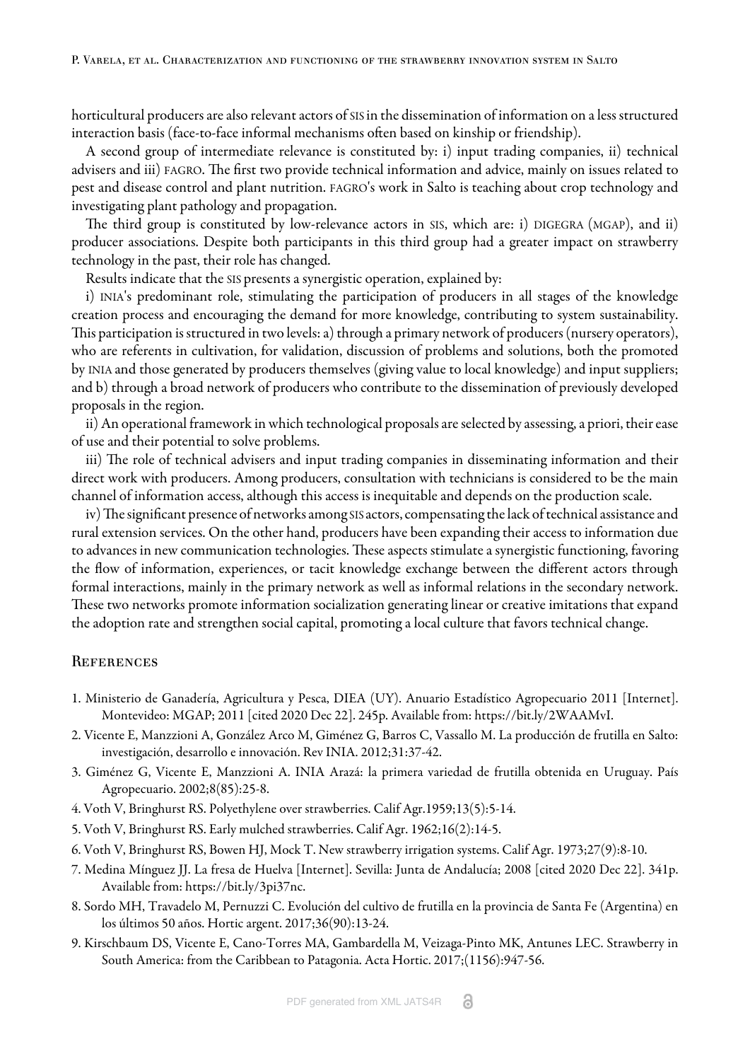horticultural producers are also relevant actors of SIS in the dissemination of information on a less structured interaction basis (face-to-face informal mechanisms often based on kinship or friendship).

A second group of intermediate relevance is constituted by: i) input trading companies, ii) technical advisers and iii) FAGRO. The first two provide technical information and advice, mainly on issues related to pest and disease control and plant nutrition. FAGRO's work in Salto is teaching about crop technology and investigating plant pathology and propagation.

The third group is constituted by low-relevance actors in SIS, which are: i) DIGEGRA (MGAP), and ii) producer associations. Despite both participants in this third group had a greater impact on strawberry technology in the past, their role has changed.

Results indicate that the SIS presents a synergistic operation, explained by:

i) INIA's predominant role, stimulating the participation of producers in all stages of the knowledge creation process and encouraging the demand for more knowledge, contributing to system sustainability. This participation is structured in two levels: a) through a primary network of producers (nursery operators), who are referents in cultivation, for validation, discussion of problems and solutions, both the promoted by INIA and those generated by producers themselves (giving value to local knowledge) and input suppliers; and b) through a broad network of producers who contribute to the dissemination of previously developed proposals in the region.

ii) An operational framework in which technological proposals are selected by assessing, a priori, their ease of use and their potential to solve problems.

iii) The role of technical advisers and input trading companies in disseminating information and their direct work with producers. Among producers, consultation with technicians is considered to be the main channel of information access, although this access is inequitable and depends on the production scale.

iv) The significant presence of networks among SIS actors, compensating the lack of technical assistance and rural extension services. On the other hand, producers have been expanding their access to information due to advances in new communication technologies. These aspects stimulate a synergistic functioning, favoring the flow of information, experiences, or tacit knowledge exchange between the different actors through formal interactions, mainly in the primary network as well as informal relations in the secondary network. These two networks promote information socialization generating linear or creative imitations that expand the adoption rate and strengthen social capital, promoting a local culture that favors technical change.

## References

1. Ministerio de Ganadería, Agricultura y Pesca, DIEA (UY). Anuario Estadístico Agropecuario 2011 [Internet]. Montevideo: MGAP; 2011 [cited 2020 Dec 22]. 245p. Available from: https://bit.ly/2WAAMvI.
2. Vicente E, Manzzioni A, González Arco M, Giménez G, Barros C, Vassallo M. La producción de frutilla en Salto: investigación, desarrollo e innovación. Rev INIA. 2012;31:37-42.
3. Giménez G, Vicente E, Manzzioni A. INIA Arazá: la primera variedad de frutilla obtenida en Uruguay. País Agropecuario. 2002;8(85):25-8.
4. Voth V, Bringhurst RS. Polyethylene over strawberries. Calif Agr.1959;13(5):5-14.
5. Voth V, Bringhurst RS. Early mulched strawberries. Calif Agr. 1962;16(2):14-5.
6. Voth V, Bringhurst RS, Bowen HJ, Mock T. New strawberry irrigation systems. Calif Agr. 1973;27(9):8-10.
7. Medina Mínguez JJ. La fresa de Huelva [Internet]. Sevilla: Junta de Andalucía; 2008 [cited 2020 Dec 22]. 341p. Available from: https://bit.ly/3pi37nc.
8. Sordo MH, Travadelo M, Pernuzzi C. Evolución del cultivo de frutilla en la provincia de Santa Fe (Argentina) en los últimos 50 años. Hortic argent. 2017;36(90):13-24.
9. Kirschbaum DS, Vicente E, Cano-Torres MA, Gambardella M, Veizaga-Pinto MK, Antunes LEC. Strawberry in South America: from the Caribbean to Patagonia. Acta Hortic. 2017;(1156):947-56.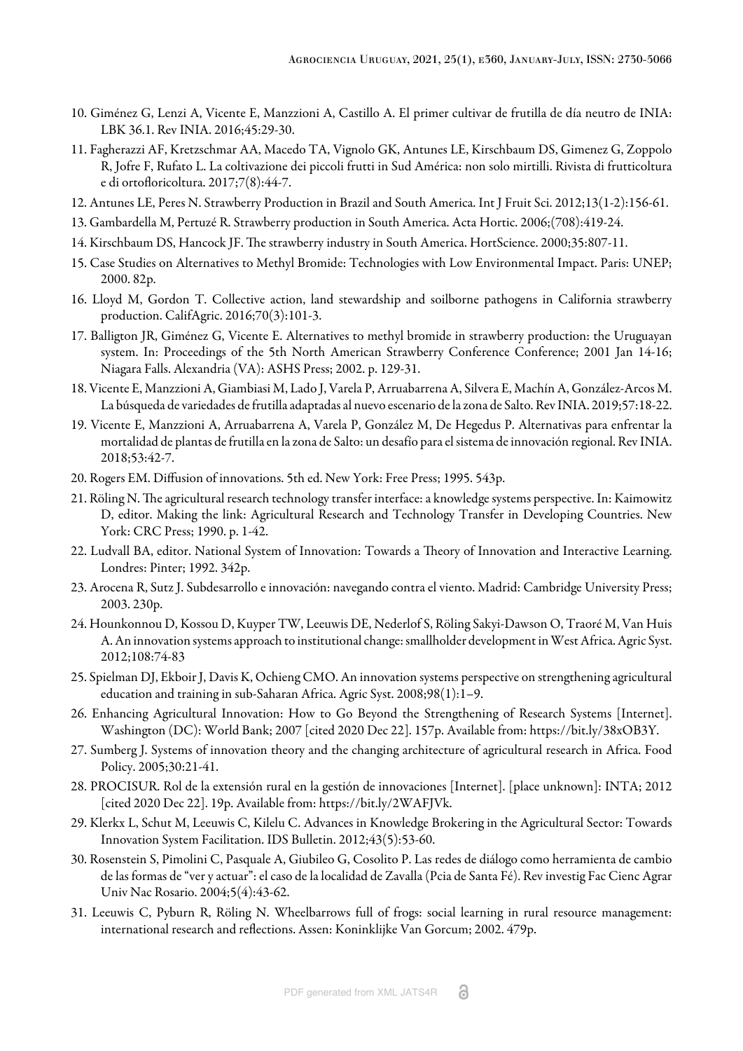10. Giménez G, Lenzi A, Vicente E, Manzzioni A, Castillo A. El primer cultivar de frutilla de día neutro de INIA: LBK 36.1. Rev INIA. 2016;45:29-30.
11. Fagherazzi AF, Kretzschmar AA, Macedo TA, Vignolo GK, Antunes LE, Kirschbaum DS, Gimenez G, Zoppolo R, Jofre F, Rufato L. La coltivazione dei piccoli frutti in Sud América: non solo mirtilli. Rivista di frutticoltura e di ortofloricoltura. 2017;7(8):44-7.
12. Antunes LE, Peres N. Strawberry Production in Brazil and South America. Int J Fruit Sci. 2012;13(1-2):156-61.
13. Gambardella M, Pertuzé R. Strawberry production in South America. Acta Hortic. 2006;(708):419-24.
14. Kirschbaum DS, Hancock JF. The strawberry industry in South America. HortScience. 2000;35:807-11.
15. Case Studies on Alternatives to Methyl Bromide: Technologies with Low Environmental Impact. Paris: UNEP; 2000. 82p.
16. Lloyd M, Gordon T. Collective action, land stewardship and soilborne pathogens in California strawberry production. CalifAgric. 2016;70(3):101-3.
17. Balligton JR, Giménez G, Vicente E. Alternatives to methyl bromide in strawberry production: the Uruguayan system. In: Proceedings of the 5th North American Strawberry Conference Conference; 2001 Jan 14-16; Niagara Falls. Alexandria (VA): ASHS Press; 2002. p. 129-31.
18. Vicente E, Manzzioni A, Giambiasi M, Lado J, Varela P, Arruabarrena A, Silvera E, Machín A, González-Arcos M. La búsqueda de variedades de frutilla adaptadas al nuevo escenario de la zona de Salto. Rev INIA. 2019;57:18-22.
19. Vicente E, Manzzioni A, Arruabarrena A, Varela P, González M, De Hegedus P. Alternativas para enfrentar la mortalidad de plantas de frutilla en la zona de Salto: un desafío para el sistema de innovación regional. Rev INIA. 2018;53:42-7.
20. Rogers EM. Diffusion of innovations. 5th ed. New York: Free Press; 1995. 543p.
21. Röling N. The agricultural research technology transfer interface: a knowledge systems perspective. In: Kaimowitz D, editor. Making the link: Agricultural Research and Technology Transfer in Developing Countries. New York: CRC Press; 1990. p. 1-42.
22. Ludvall BA, editor. National System of Innovation: Towards a Theory of Innovation and Interactive Learning. Londres: Pinter; 1992. 342p.
23. Arocena R, Sutz J. Subdesarrollo e innovación: navegando contra el viento. Madrid: Cambridge University Press; 2003. 230p.
24. Hounkonnou D, Kossou D, Kuyper TW, Leeuwis DE, Nederlof S, Röling Sakyi-Dawson O, Traoré M, Van Huis A. An innovation systems approach to institutional change: smallholder development in West Africa. Agric Syst. 2012;108:74-83
25. Spielman DJ, Ekboir J, Davis K, Ochieng CMO. An innovation systems perspective on strengthening agricultural education and training in sub-Saharan Africa. Agric Syst. 2008;98(1):1–9.
26. Enhancing Agricultural Innovation: How to Go Beyond the Strengthening of Research Systems [Internet]. Washington (DC): World Bank; 2007 [cited 2020 Dec 22]. 157p. Available from: https://bit.ly/38xOB3Y.
27. Sumberg J. Systems of innovation theory and the changing architecture of agricultural research in Africa. Food Policy. 2005;30:21-41.
28. PROCISUR. Rol de la extensión rural en la gestión de innovaciones [Internet]. [place unknown]: INTA; 2012 [cited 2020 Dec 22]. 19p. Available from: https://bit.ly/2WAFJVk.
29. Klerkx L, Schut M, Leeuwis C, Kilelu C. Advances in Knowledge Brokering in the Agricultural Sector: Towards Innovation System Facilitation. IDS Bulletin. 2012;43(5):53-60.
30. Rosenstein S, Pimolini C, Pasquale A, Giubileo G, Cosolito P. Las redes de diálogo como herramienta de cambio de las formas de "ver y actuar": el caso de la localidad de Zavalla (Pcia de Santa Fé). Rev investig Fac Cienc Agrar Univ Nac Rosario. 2004;5(4):43-62.
31. Leeuwis C, Pyburn R, Röling N. Wheelbarrows full of frogs: social learning in rural resource management: international research and reflections. Assen: Koninklijke Van Gorcum; 2002. 479p.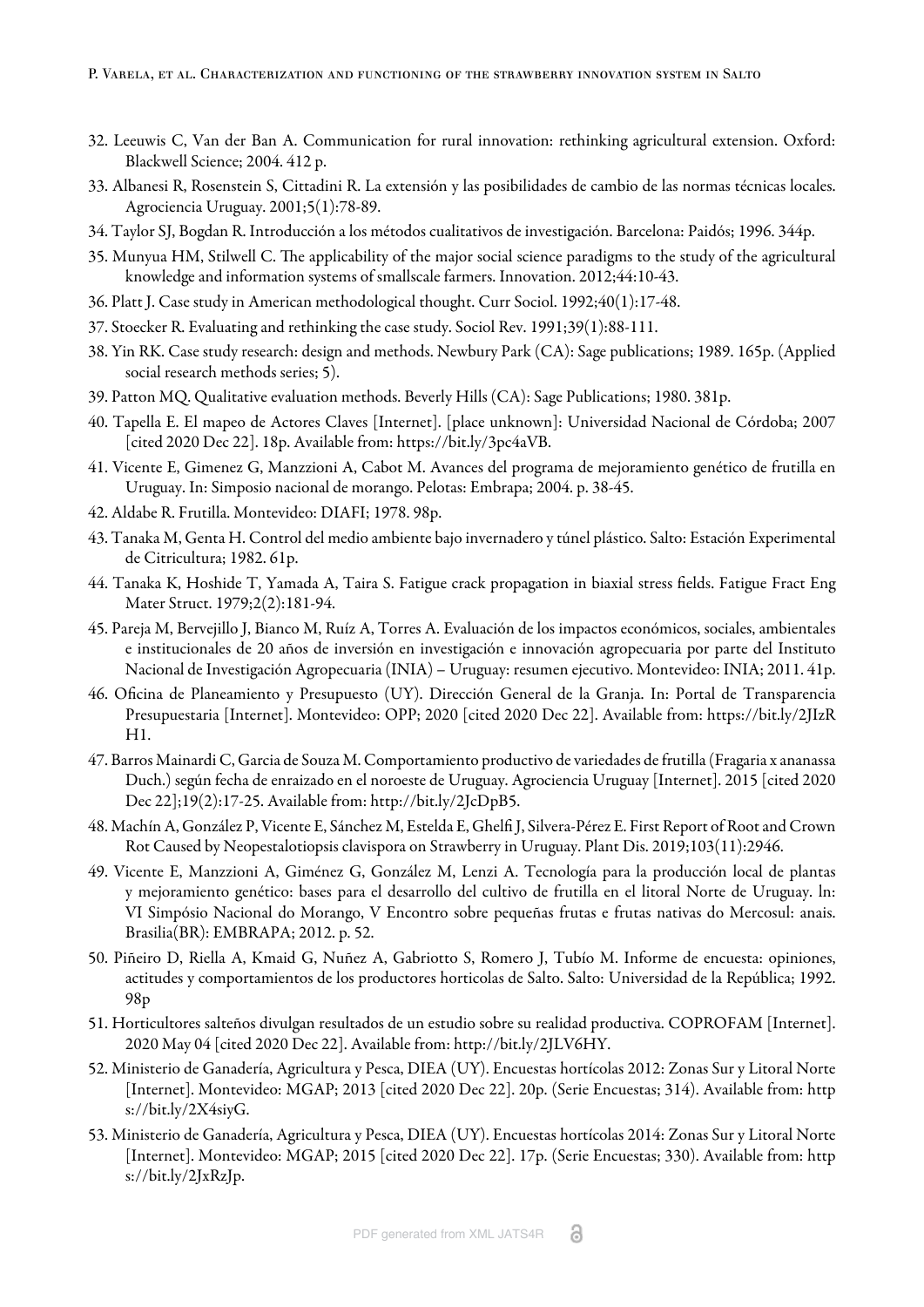32. Leeuwis C, Van der Ban A. Communication for rural innovation: rethinking agricultural extension. Oxford: Blackwell Science; 2004. 412 p.
33. Albanesi R, Rosenstein S, Cittadini R. La extensión y las posibilidades de cambio de las normas técnicas locales. Agrociencia Uruguay. 2001;5(1):78-89.
34. Taylor SJ, Bogdan R. Introducción a los métodos cualitativos de investigación. Barcelona: Paidós; 1996. 344p.
35. Munyua HM, Stilwell C. The applicability of the major social science paradigms to the study of the agricultural knowledge and information systems of smallscale farmers. Innovation. 2012;44:10-43.
36. Platt J. Case study in American methodological thought. Curr Sociol. 1992;40(1):17-48.
37. Stoecker R. Evaluating and rethinking the case study. Sociol Rev. 1991;39(1):88-111.
38. Yin RK. Case study research: design and methods. Newbury Park (CA): Sage publications; 1989. 165p. (Applied social research methods series; 5).
39. Patton MQ. Qualitative evaluation methods. Beverly Hills (CA): Sage Publications; 1980. 381p.
40. Tapella E. El mapeo de Actores Claves [Internet]. [place unknown]: Universidad Nacional de Córdoba; 2007 [cited 2020 Dec 22]. 18p. Available from: https://bit.ly/3pc4aVB.
41. Vicente E, Gimenez G, Manzzioni A, Cabot M. Avances del programa de mejoramiento genético de frutilla en Uruguay. In: Simposio nacional de morango. Pelotas: Embrapa; 2004. p. 38-45.
42. Aldabe R. Frutilla. Montevideo: DIAFI; 1978. 98p.
43. Tanaka M, Genta H. Control del medio ambiente bajo invernadero y túnel plástico. Salto: Estación Experimental de Citricultura; 1982. 61p.
44. Tanaka K, Hoshide T, Yamada A, Taira S. Fatigue crack propagation in biaxial stress fields. Fatigue Fract Eng Mater Struct. 1979;2(2):181-94.
45. Pareja M, Bervejillo J, Bianco M, Ruíz A, Torres A. Evaluación de los impactos económicos, sociales, ambientales e institucionales de 20 años de inversión en investigación e innovación agropecuaria por parte del Instituto Nacional de Investigación Agropecuaria (INIA) – Uruguay: resumen ejecutivo. Montevideo: INIA; 2011. 41p.
46. Oficina de Planeamiento y Presupuesto (UY). Dirección General de la Granja. In: Portal de Transparencia Presupuestaria [Internet]. Montevideo: OPP; 2020 [cited 2020 Dec 22]. Available from: https://bit.ly/2JIzRH1.
47. Barros Mainardi C, Garcia de Souza M. Comportamiento productivo de variedades de frutilla (Fragaria x ananassa Duch.) según fecha de enraizado en el noroeste de Uruguay. Agrociencia Uruguay [Internet]. 2015 [cited 2020 Dec 22];19(2):17-25. Available from: http://bit.ly/2JcDpB5.
48. Machín A, González P, Vicente E, Sánchez M, Estelda E, Ghelfi J, Silvera-Pérez E. First Report of Root and Crown Rot Caused by Neopestalotiopsis clavispora on Strawberry in Uruguay. Plant Dis. 2019;103(11):2946.
49. Vicente E, Manzzioni A, Giménez G, González M, Lenzi A. Tecnología para la producción local de plantas y mejoramiento genético: bases para el desarrollo del cultivo de frutilla en el litoral Norte de Uruguay. ln: VI Simpósio Nacional do Morango, V Encontro sobre pequeñas frutas e frutas nativas do Mercosul: anais. Brasilia(BR): EMBRAPA; 2012. p. 52.
50. Piñeiro D, Riella A, Kmaid G, Nuñez A, Gabriotto S, Romero J, Tubío M. Informe de encuesta: opiniones, actitudes y comportamientos de los productores horticolas de Salto. Salto: Universidad de la República; 1992. 98p
51. Horticultores salteños divulgan resultados de un estudio sobre su realidad productiva. COPROFAM [Internet]. 2020 May 04 [cited 2020 Dec 22]. Available from: http://bit.ly/2JLV6HY.
52. Ministerio de Ganadería, Agricultura y Pesca, DIEA (UY). Encuestas hortícolas 2012: Zonas Sur y Litoral Norte [Internet]. Montevideo: MGAP; 2013 [cited 2020 Dec 22]. 20p. (Serie Encuestas; 314). Available from: https://bit.ly/2X4siyG.
53. Ministerio de Ganadería, Agricultura y Pesca, DIEA (UY). Encuestas hortícolas 2014: Zonas Sur y Litoral Norte [Internet]. Montevideo: MGAP; 2015 [cited 2020 Dec 22]. 17p. (Serie Encuestas; 330). Available from: https://bit.ly/2JxRzJp.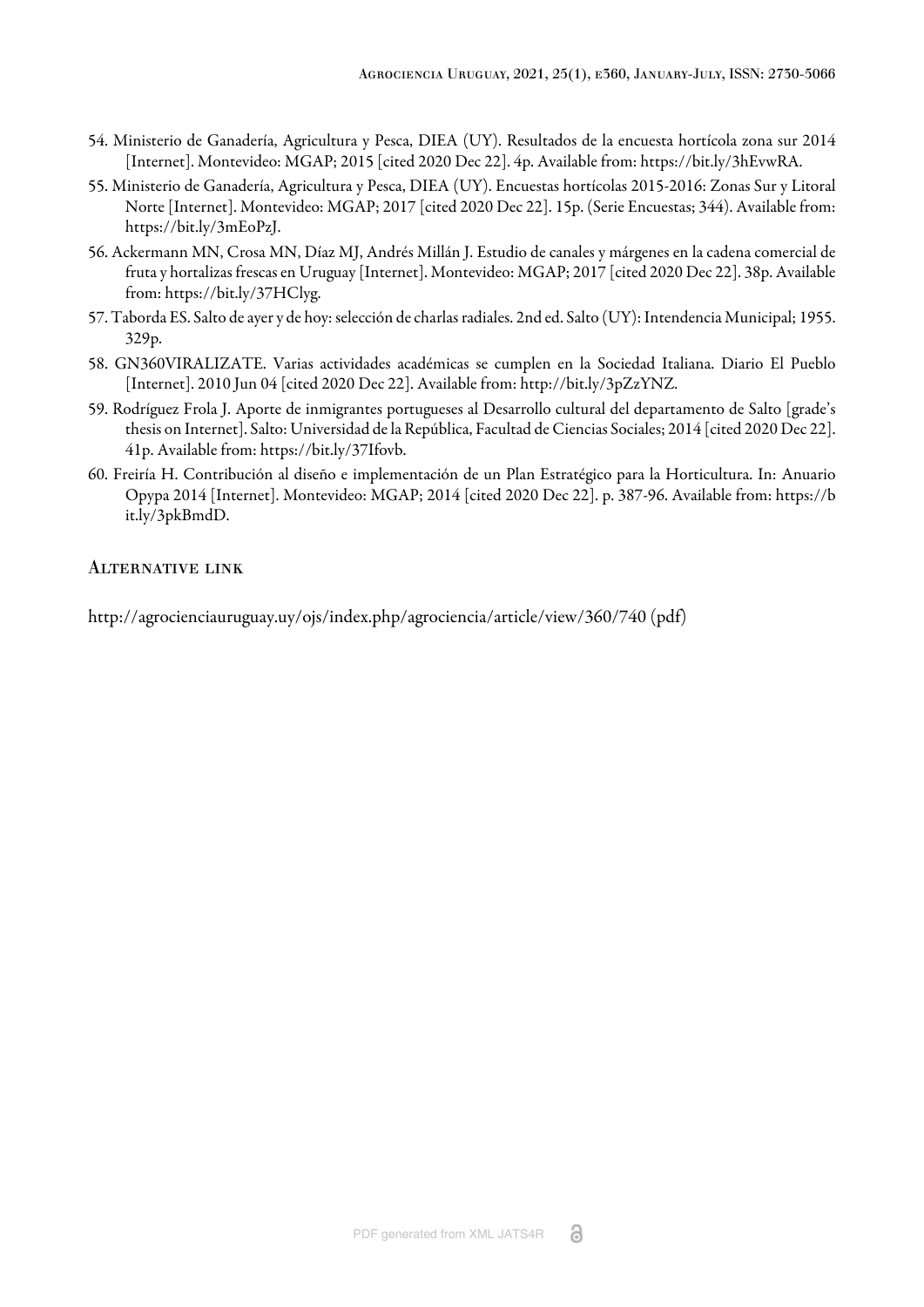54. Ministerio de Ganadería, Agricultura y Pesca, DIEA (UY). Resultados de la encuesta hortícola zona sur 2014 [Internet]. Montevideo: MGAP; 2015 [cited 2020 Dec 22]. 4p. Available from: https://bit.ly/3hEvwRA.
55. Ministerio de Ganadería, Agricultura y Pesca, DIEA (UY). Encuestas hortícolas 2015-2016: Zonas Sur y Litoral Norte [Internet]. Montevideo: MGAP; 2017 [cited 2020 Dec 22]. 15p. (Serie Encuestas; 344). Available from: https://bit.ly/3mEoPzJ.
56. Ackermann MN, Crosa MN, Díaz MJ, Andrés Millán J. Estudio de canales y márgenes en la cadena comercial de fruta y hortalizas frescas en Uruguay [Internet]. Montevideo: MGAP; 2017 [cited 2020 Dec 22]. 38p. Available from: https://bit.ly/37HClyg.
57. Taborda ES. Salto de ayer y de hoy: selección de charlas radiales. 2nd ed. Salto (UY): Intendencia Municipal; 1955. 329p.
58. GN360VIRALIZATE. Varias actividades académicas se cumplen en la Sociedad Italiana. Diario El Pueblo [Internet]. 2010 Jun 04 [cited 2020 Dec 22]. Available from: http://bit.ly/3pZzYNZ.
59. Rodríguez Frola J. Aporte de inmigrantes portugueses al Desarrollo cultural del departamento de Salto [grade's thesis on Internet]. Salto: Universidad de la República, Facultad de Ciencias Sociales; 2014 [cited 2020 Dec 22]. 41p. Available from: https://bit.ly/37Ifovb.
60. Freiría H. Contribución al diseño e implementación de un Plan Estratégico para la Horticultura. In: Anuario Opypa 2014 [Internet]. Montevideo: MGAP; 2014 [cited 2020 Dec 22]. p. 387-96. Available from: https://bit.ly/3pkBmdD.

## Alternative link

http://agrocienciauruguay.uy/ojs/index.php/agrociencia/article/view/360/740 (pdf)